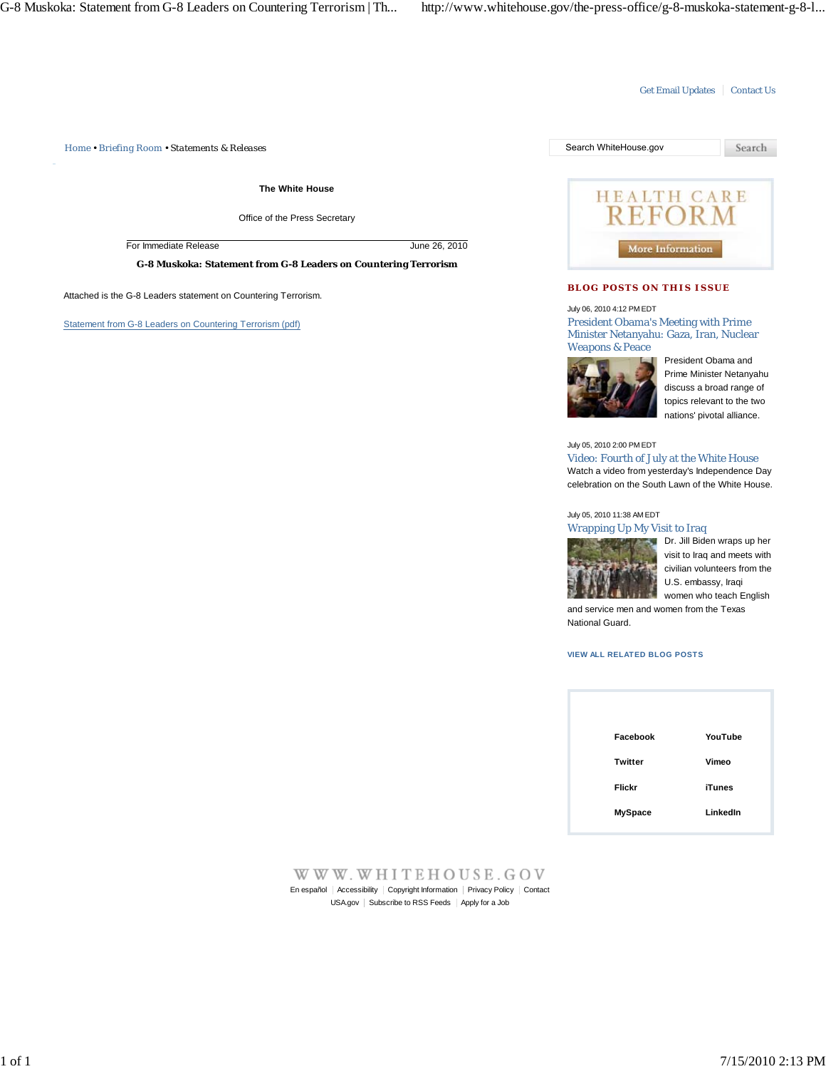Get Email Updates | Contact Us

Home • Briefing Room • Statements & Releases

Search WhiteHouse.gov | Search

**The White House**

Office of the Press Secretary

For Immediate Release June 26, 2010

**G-8 Muskoka: Statement from G-8 Leaders on Countering Terrorism**

Attached is the G-8 Leaders statement on Countering Terrorism.

Statement from G-8 Leaders on Countering Terrorism (pdf)

HEALTH CARE REFORM

More Information

## BLOG POSTS ON THIS ISSUE

July 06, 2010 4:12 PM EDT

President Obama's Meeting with Prime Minister Netanyahu: Gaza, Iran, Nuclear Weapons & Peace

President Obama and Prime Minister Netanyahu discuss a broad range of topics relevant to the two nations' pivotal alliance.

July 05, 2010 2:00 PM EDT

Video: Fourth of July at the White House

Watch a video from yesterday's Independence Day celebration on the South Lawn of the White House.

July 05, 2010 11:38 AM EDT

Wrapping Up My Visit to Iraq

Dr. Jill Biden wraps up her visit to Iraq and meets with civilian volunteers from the U.S. embassy, Iraqi women who teach English and service men and women from the Texas National Guard.

VIEW ALL RELATED BLOG POSTS

| | |
|---|---|
| Facebook | YouTube |
| Twitter | Vimeo |
| Flickr | iTunes |
| MySpace | LinkedIn |

WWW.WHITEHOUSE.GOV

En español | Accessibility | Copyright Information | Privacy Policy | Contact

USA.gov | Subscribe to RSS Feeds | Apply for a Job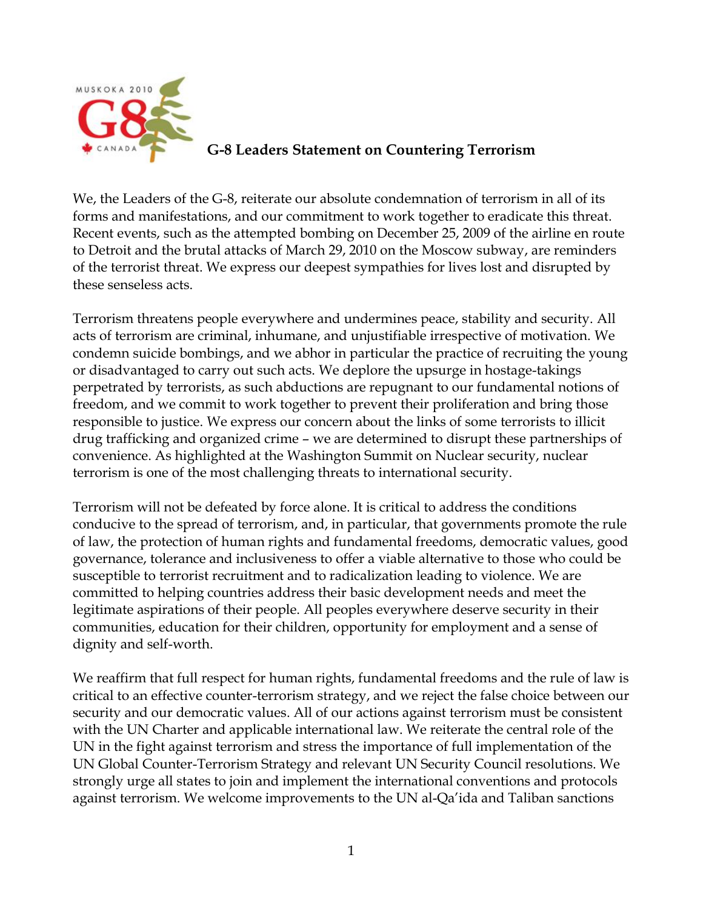# G-8 Leaders Statement on Countering Terrorism

We, the Leaders of the G-8, reiterate our absolute condemnation of terrorism in all of its forms and manifestations, and our commitment to work together to eradicate this threat. Recent events, such as the attempted bombing on December 25, 2009 of the airline en route to Detroit and the brutal attacks of March 29, 2010 on the Moscow subway, are reminders of the terrorist threat. We express our deepest sympathies for lives lost and disrupted by these senseless acts.

Terrorism threatens people everywhere and undermines peace, stability and security. All acts of terrorism are criminal, inhumane, and unjustifiable irrespective of motivation. We condemn suicide bombings, and we abhor in particular the practice of recruiting the young or disadvantaged to carry out such acts. We deplore the upsurge in hostage-takings perpetrated by terrorists, as such abductions are repugnant to our fundamental notions of freedom, and we commit to work together to prevent their proliferation and bring those responsible to justice. We express our concern about the links of some terrorists to illicit drug trafficking and organized crime – we are determined to disrupt these partnerships of convenience. As highlighted at the Washington Summit on Nuclear security, nuclear terrorism is one of the most challenging threats to international security.

Terrorism will not be defeated by force alone. It is critical to address the conditions conducive to the spread of terrorism, and, in particular, that governments promote the rule of law, the protection of human rights and fundamental freedoms, democratic values, good governance, tolerance and inclusiveness to offer a viable alternative to those who could be susceptible to terrorist recruitment and to radicalization leading to violence. We are committed to helping countries address their basic development needs and meet the legitimate aspirations of their people. All peoples everywhere deserve security in their communities, education for their children, opportunity for employment and a sense of dignity and self-worth.

We reaffirm that full respect for human rights, fundamental freedoms and the rule of law is critical to an effective counter-terrorism strategy, and we reject the false choice between our security and our democratic values. All of our actions against terrorism must be consistent with the UN Charter and applicable international law. We reiterate the central role of the UN in the fight against terrorism and stress the importance of full implementation of the UN Global Counter-Terrorism Strategy and relevant UN Security Council resolutions. We strongly urge all states to join and implement the international conventions and protocols against terrorism. We welcome improvements to the UN al-Qa'ida and Taliban sanctions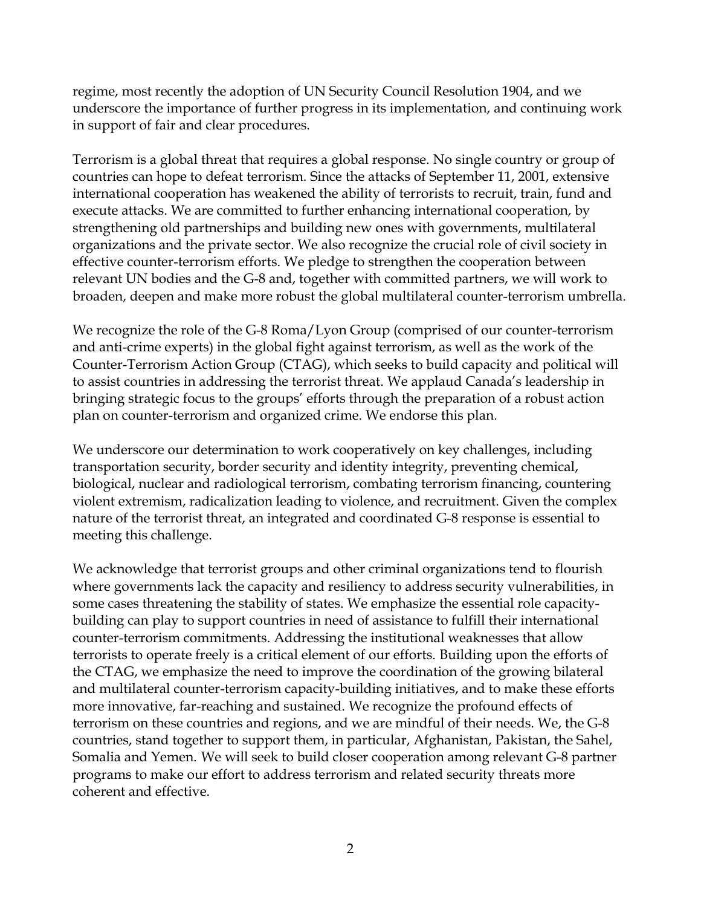regime, most recently the adoption of UN Security Council Resolution 1904, and we underscore the importance of further progress in its implementation, and continuing work in support of fair and clear procedures.

Terrorism is a global threat that requires a global response. No single country or group of countries can hope to defeat terrorism. Since the attacks of September 11, 2001, extensive international cooperation has weakened the ability of terrorists to recruit, train, fund and execute attacks. We are committed to further enhancing international cooperation, by strengthening old partnerships and building new ones with governments, multilateral organizations and the private sector. We also recognize the crucial role of civil society in effective counter-terrorism efforts. We pledge to strengthen the cooperation between relevant UN bodies and the G-8 and, together with committed partners, we will work to broaden, deepen and make more robust the global multilateral counter-terrorism umbrella.

We recognize the role of the G-8 Roma/Lyon Group (comprised of our counter-terrorism and anti-crime experts) in the global fight against terrorism, as well as the work of the Counter-Terrorism Action Group (CTAG), which seeks to build capacity and political will to assist countries in addressing the terrorist threat. We applaud Canada's leadership in bringing strategic focus to the groups' efforts through the preparation of a robust action plan on counter-terrorism and organized crime. We endorse this plan.

We underscore our determination to work cooperatively on key challenges, including transportation security, border security and identity integrity, preventing chemical, biological, nuclear and radiological terrorism, combating terrorism financing, countering violent extremism, radicalization leading to violence, and recruitment. Given the complex nature of the terrorist threat, an integrated and coordinated G-8 response is essential to meeting this challenge.

We acknowledge that terrorist groups and other criminal organizations tend to flourish where governments lack the capacity and resiliency to address security vulnerabilities, in some cases threatening the stability of states. We emphasize the essential role capacity-building can play to support countries in need of assistance to fulfill their international counter-terrorism commitments. Addressing the institutional weaknesses that allow terrorists to operate freely is a critical element of our efforts. Building upon the efforts of the CTAG, we emphasize the need to improve the coordination of the growing bilateral and multilateral counter-terrorism capacity-building initiatives, and to make these efforts more innovative, far-reaching and sustained. We recognize the profound effects of terrorism on these countries and regions, and we are mindful of their needs. We, the G-8 countries, stand together to support them, in particular, Afghanistan, Pakistan, the Sahel, Somalia and Yemen. We will seek to build closer cooperation among relevant G-8 partner programs to make our effort to address terrorism and related security threats more coherent and effective.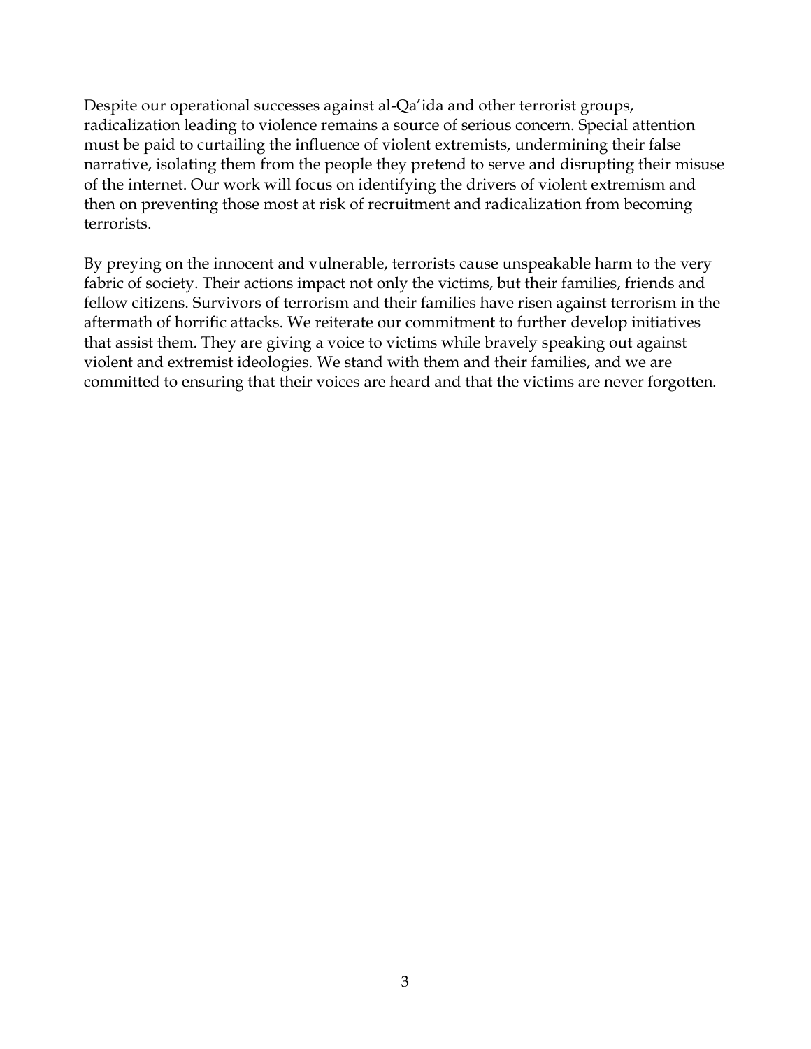Despite our operational successes against al-Qa'ida and other terrorist groups, radicalization leading to violence remains a source of serious concern. Special attention must be paid to curtailing the influence of violent extremists, undermining their false narrative, isolating them from the people they pretend to serve and disrupting their misuse of the internet. Our work will focus on identifying the drivers of violent extremism and then on preventing those most at risk of recruitment and radicalization from becoming terrorists.

By preying on the innocent and vulnerable, terrorists cause unspeakable harm to the very fabric of society. Their actions impact not only the victims, but their families, friends and fellow citizens. Survivors of terrorism and their families have risen against terrorism in the aftermath of horrific attacks. We reiterate our commitment to further develop initiatives that assist them. They are giving a voice to victims while bravely speaking out against violent and extremist ideologies. We stand with them and their families, and we are committed to ensuring that their voices are heard and that the victims are never forgotten.